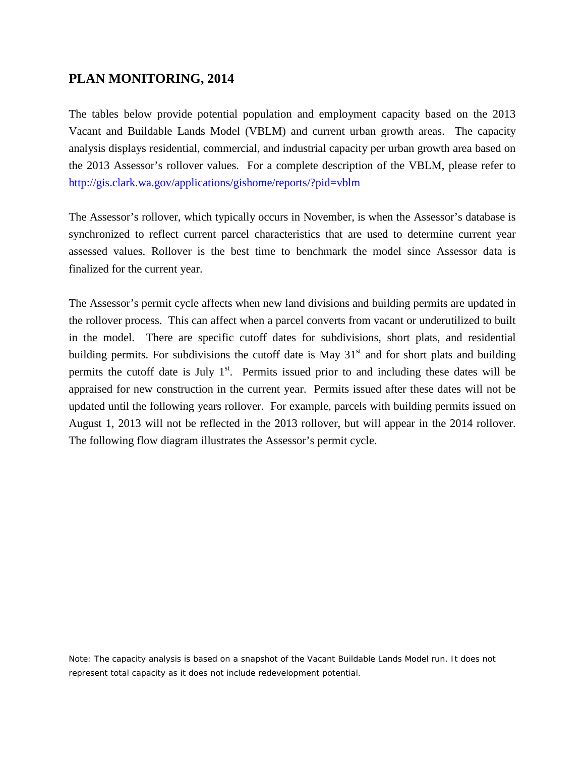## PLAN MONITORING, 2014

The tables below provide potential population and employment capacity based on the 2013 Vacant and Buildable Lands Model (VBLM) and current urban growth areas. The capacity analysis displays residential, commercial, and industrial capacity per urban growth area based on the 2013 Assessor's rollover values. For a complete description of the VBLM, please refer to [http://gis.clark.wa.gov/applications/gishome/reports/?pid=vblm](http://gis.clark.wa.gov/applications/gishome/reports/?pid=vblm)

The Assessor's rollover, which typically occurs in November, is when the Assessor's database is synchronized to reflect current parcel characteristics that are used to determine current year assessed values. Rollover is the best time to benchmark the model since Assessor data is finalized for the current year.

The Assessor's permit cycle affects when new land divisions and building permits are updated in the rollover process. This can affect when a parcel converts from vacant or underutilized to built in the model. There are specific cutoff dates for subdivisions, short plats, and residential building permits. For subdivisions the cutoff date is May 31st and for short plats and building permits the cutoff date is July 1st. Permits issued prior to and including these dates will be appraised for new construction in the current year. Permits issued after these dates will not be updated until the following years rollover. For example, parcels with building permits issued on August 1, 2013 will not be reflected in the 2013 rollover, but will appear in the 2014 rollover. The following flow diagram illustrates the Assessor's permit cycle.

Note: The capacity analysis is based on a snapshot of the Vacant Buildable Lands Model run. It does not represent total capacity as it does not include redevelopment potential.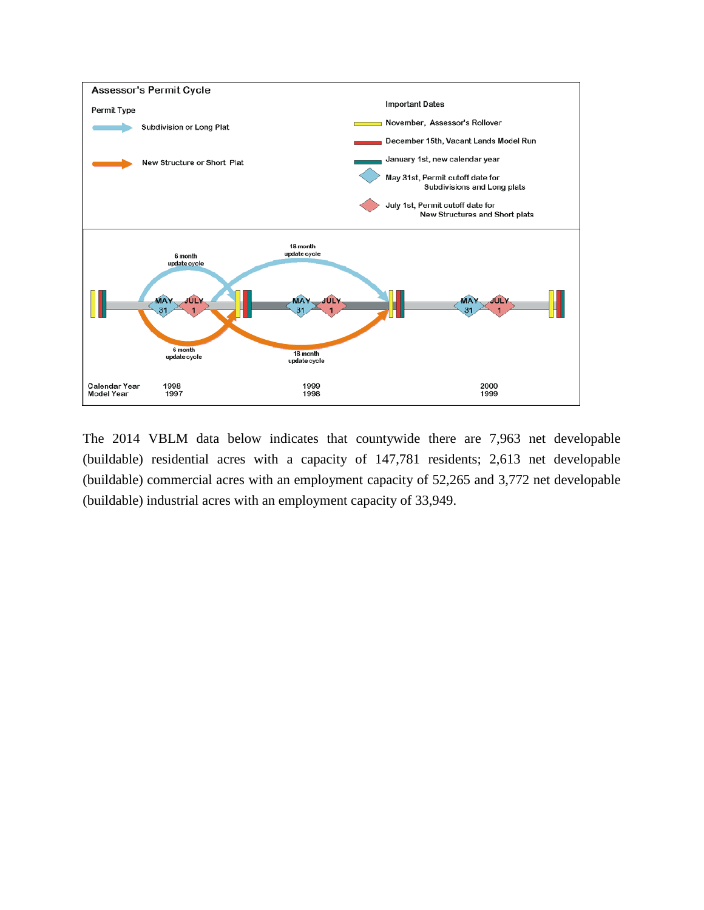The 2014 VBLM data below indicates that countywide there are 7,963 net developable (buildable) residential acres with a capacity of 147,781 residents; 2,613 net developable (buildable) commercial acres with an employment capacity of 52,265 and 3,772 net developable (buildable) industrial acres with an employment capacity of 33,949.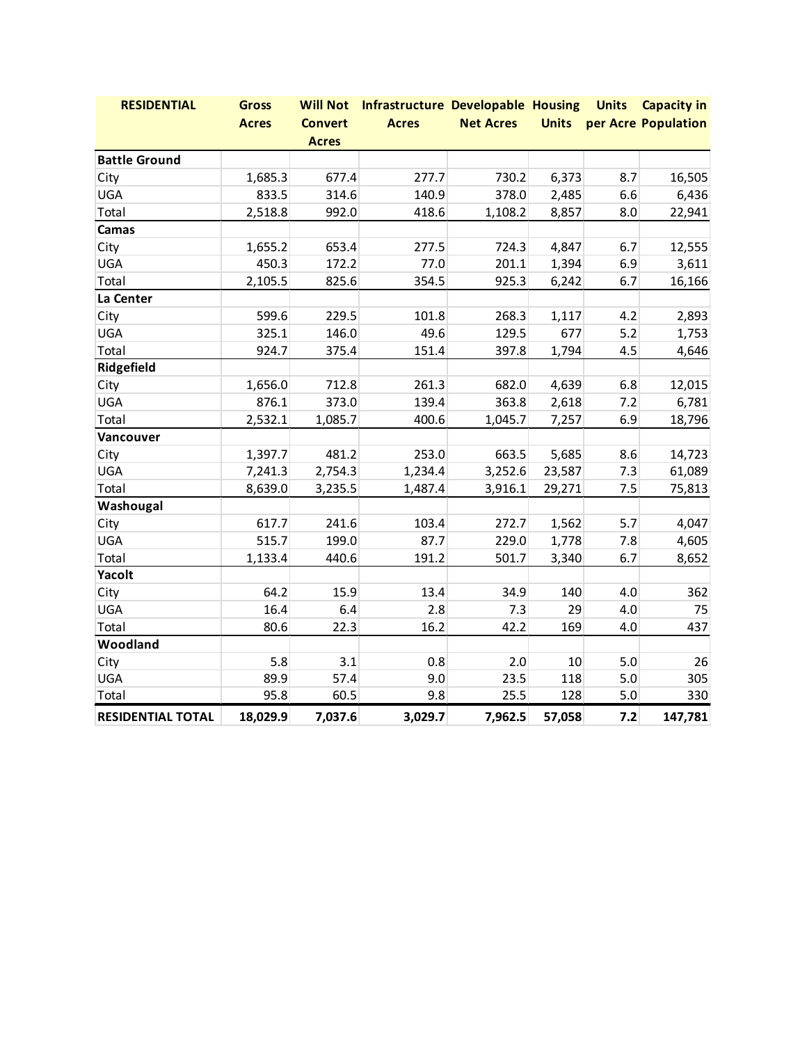| RESIDENTIAL | Gross Acres | Will Not Convert Acres | Infrastructure Acres | Developable Net Acres | Housing Units | Units per Acre | Capacity in Population |
|---|---|---|---|---|---|---|---|
| **Battle Ground** | | | | | | | |
| City | 1,685.3 | 677.4 | 277.7 | 730.2 | 6,373 | 8.7 | 16,505 |
| UGA | 833.5 | 314.6 | 140.9 | 378.0 | 2,485 | 6.6 | 6,436 |
| Total | 2,518.8 | 992.0 | 418.6 | 1,108.2 | 8,857 | 8.0 | 22,941 |
| **Camas** | | | | | | | |
| City | 1,655.2 | 653.4 | 277.5 | 724.3 | 4,847 | 6.7 | 12,555 |
| UGA | 450.3 | 172.2 | 77.0 | 201.1 | 1,394 | 6.9 | 3,611 |
| Total | 2,105.5 | 825.6 | 354.5 | 925.3 | 6,242 | 6.7 | 16,166 |
| **La Center** | | | | | | | |
| City | 599.6 | 229.5 | 101.8 | 268.3 | 1,117 | 4.2 | 2,893 |
| UGA | 325.1 | 146.0 | 49.6 | 129.5 | 677 | 5.2 | 1,753 |
| Total | 924.7 | 375.4 | 151.4 | 397.8 | 1,794 | 4.5 | 4,646 |
| **Ridgefield** | | | | | | | |
| City | 1,656.0 | 712.8 | 261.3 | 682.0 | 4,639 | 6.8 | 12,015 |
| UGA | 876.1 | 373.0 | 139.4 | 363.8 | 2,618 | 7.2 | 6,781 |
| Total | 2,532.1 | 1,085.7 | 400.6 | 1,045.7 | 7,257 | 6.9 | 18,796 |
| **Vancouver** | | | | | | | |
| City | 1,397.7 | 481.2 | 253.0 | 663.5 | 5,685 | 8.6 | 14,723 |
| UGA | 7,241.3 | 2,754.3 | 1,234.4 | 3,252.6 | 23,587 | 7.3 | 61,089 |
| Total | 8,639.0 | 3,235.5 | 1,487.4 | 3,916.1 | 29,271 | 7.5 | 75,813 |
| **Washougal** | | | | | | | |
| City | 617.7 | 241.6 | 103.4 | 272.7 | 1,562 | 5.7 | 4,047 |
| UGA | 515.7 | 199.0 | 87.7 | 229.0 | 1,778 | 7.8 | 4,605 |
| Total | 1,133.4 | 440.6 | 191.2 | 501.7 | 3,340 | 6.7 | 8,652 |
| **Yacolt** | | | | | | | |
| City | 64.2 | 15.9 | 13.4 | 34.9 | 140 | 4.0 | 362 |
| UGA | 16.4 | 6.4 | 2.8 | 7.3 | 29 | 4.0 | 75 |
| Total | 80.6 | 22.3 | 16.2 | 42.2 | 169 | 4.0 | 437 |
| **Woodland** | | | | | | | |
| City | 5.8 | 3.1 | 0.8 | 2.0 | 10 | 5.0 | 26 |
| UGA | 89.9 | 57.4 | 9.0 | 23.5 | 118 | 5.0 | 305 |
| Total | 95.8 | 60.5 | 9.8 | 25.5 | 128 | 5.0 | 330 |
| **RESIDENTIAL TOTAL** | **18,029.9** | **7,037.6** | **3,029.7** | **7,962.5** | **57,058** | **7.2** | **147,781** |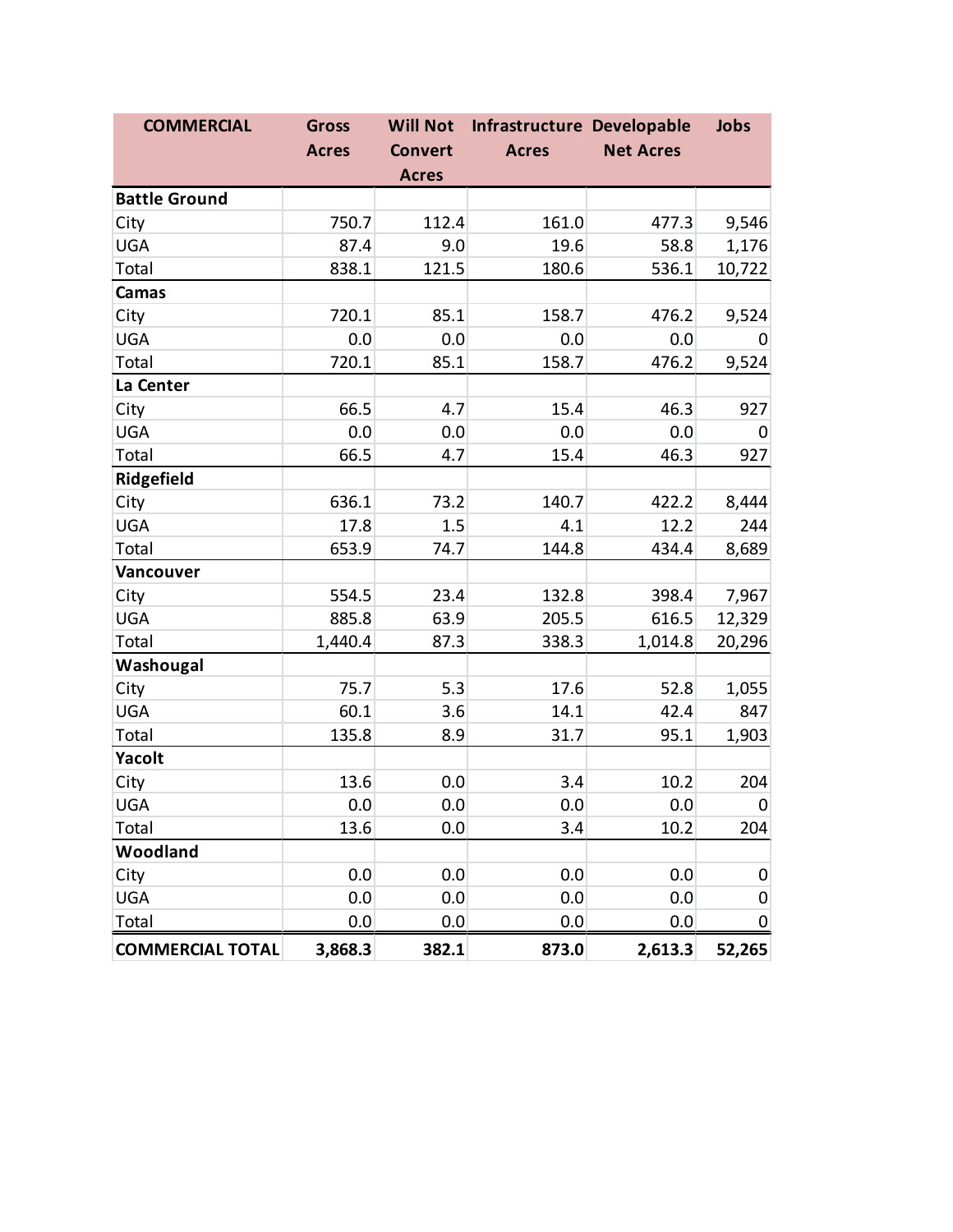| COMMERCIAL | Gross Acres | Will Not Convert Acres | Infrastructure Acres | Developable Net Acres | Jobs |
|---|---|---|---|---|---|
| **Battle Ground** | | | | | |
| City | 750.7 | 112.4 | 161.0 | 477.3 | 9,546 |
| UGA | 87.4 | 9.0 | 19.6 | 58.8 | 1,176 |
| Total | 838.1 | 121.5 | 180.6 | 536.1 | 10,722 |
| **Camas** | | | | | |
| City | 720.1 | 85.1 | 158.7 | 476.2 | 9,524 |
| UGA | 0.0 | 0.0 | 0.0 | 0.0 | 0 |
| Total | 720.1 | 85.1 | 158.7 | 476.2 | 9,524 |
| **La Center** | | | | | |
| City | 66.5 | 4.7 | 15.4 | 46.3 | 927 |
| UGA | 0.0 | 0.0 | 0.0 | 0.0 | 0 |
| Total | 66.5 | 4.7 | 15.4 | 46.3 | 927 |
| **Ridgefield** | | | | | |
| City | 636.1 | 73.2 | 140.7 | 422.2 | 8,444 |
| UGA | 17.8 | 1.5 | 4.1 | 12.2 | 244 |
| Total | 653.9 | 74.7 | 144.8 | 434.4 | 8,689 |
| **Vancouver** | | | | | |
| City | 554.5 | 23.4 | 132.8 | 398.4 | 7,967 |
| UGA | 885.8 | 63.9 | 205.5 | 616.5 | 12,329 |
| Total | 1,440.4 | 87.3 | 338.3 | 1,014.8 | 20,296 |
| **Washougal** | | | | | |
| City | 75.7 | 5.3 | 17.6 | 52.8 | 1,055 |
| UGA | 60.1 | 3.6 | 14.1 | 42.4 | 847 |
| Total | 135.8 | 8.9 | 31.7 | 95.1 | 1,903 |
| **Yacolt** | | | | | |
| City | 13.6 | 0.0 | 3.4 | 10.2 | 204 |
| UGA | 0.0 | 0.0 | 0.0 | 0.0 | 0 |
| Total | 13.6 | 0.0 | 3.4 | 10.2 | 204 |
| **Woodland** | | | | | |
| City | 0.0 | 0.0 | 0.0 | 0.0 | 0 |
| UGA | 0.0 | 0.0 | 0.0 | 0.0 | 0 |
| Total | 0.0 | 0.0 | 0.0 | 0.0 | 0 |
| **COMMERCIAL TOTAL** | **3,868.3** | **382.1** | **873.0** | **2,613.3** | **52,265** |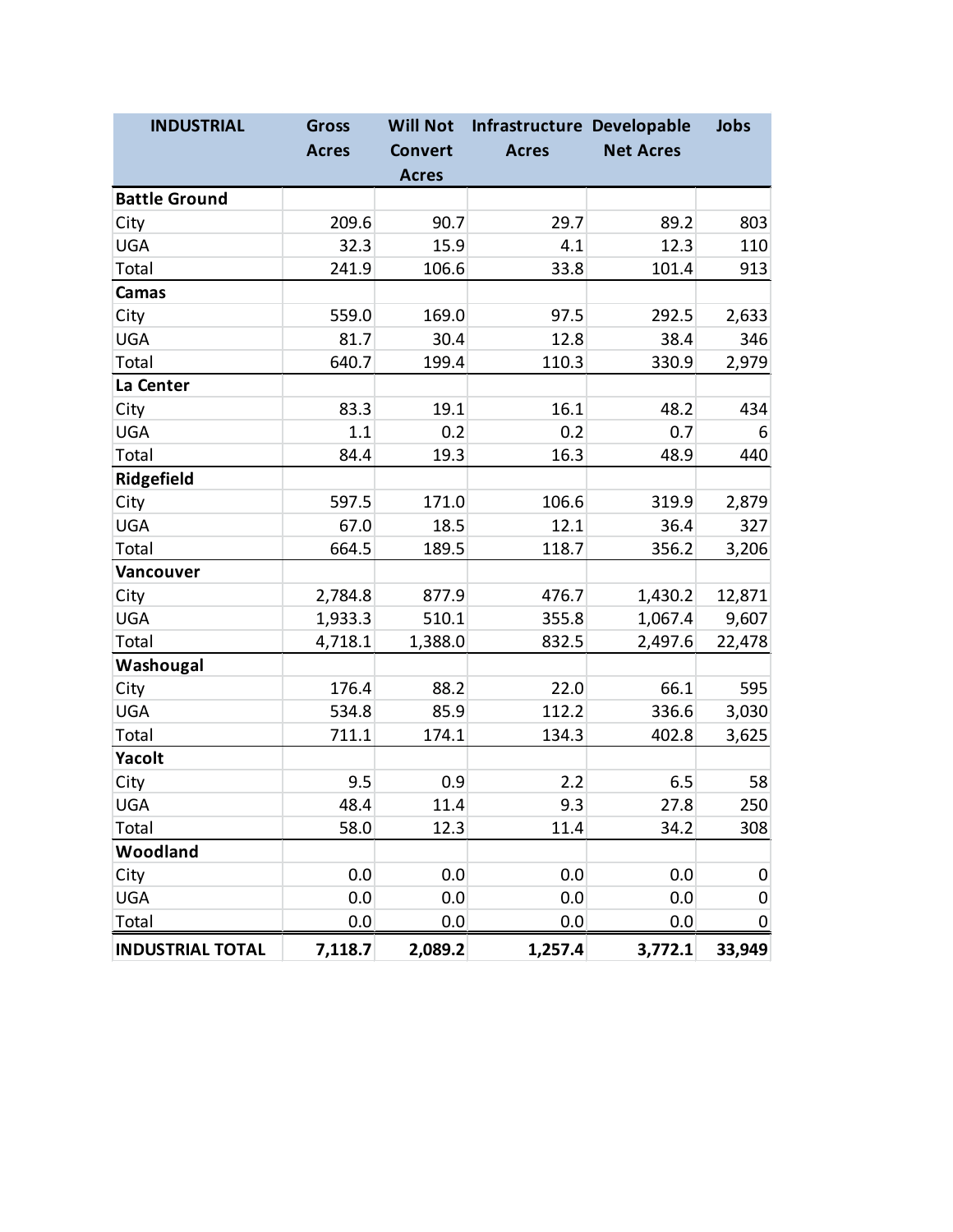| INDUSTRIAL | Gross Acres | Will Not Convert Acres | Infrastructure Acres | Developable Net Acres | Jobs |
|---|---|---|---|---|---|
| **Battle Ground** | | | | | |
| City | 209.6 | 90.7 | 29.7 | 89.2 | 803 |
| UGA | 32.3 | 15.9 | 4.1 | 12.3 | 110 |
| Total | 241.9 | 106.6 | 33.8 | 101.4 | 913 |
| **Camas** | | | | | |
| City | 559.0 | 169.0 | 97.5 | 292.5 | 2,633 |
| UGA | 81.7 | 30.4 | 12.8 | 38.4 | 346 |
| Total | 640.7 | 199.4 | 110.3 | 330.9 | 2,979 |
| **La Center** | | | | | |
| City | 83.3 | 19.1 | 16.1 | 48.2 | 434 |
| UGA | 1.1 | 0.2 | 0.2 | 0.7 | 6 |
| Total | 84.4 | 19.3 | 16.3 | 48.9 | 440 |
| **Ridgefield** | | | | | |
| City | 597.5 | 171.0 | 106.6 | 319.9 | 2,879 |
| UGA | 67.0 | 18.5 | 12.1 | 36.4 | 327 |
| Total | 664.5 | 189.5 | 118.7 | 356.2 | 3,206 |
| **Vancouver** | | | | | |
| City | 2,784.8 | 877.9 | 476.7 | 1,430.2 | 12,871 |
| UGA | 1,933.3 | 510.1 | 355.8 | 1,067.4 | 9,607 |
| Total | 4,718.1 | 1,388.0 | 832.5 | 2,497.6 | 22,478 |
| **Washougal** | | | | | |
| City | 176.4 | 88.2 | 22.0 | 66.1 | 595 |
| UGA | 534.8 | 85.9 | 112.2 | 336.6 | 3,030 |
| Total | 711.1 | 174.1 | 134.3 | 402.8 | 3,625 |
| **Yacolt** | | | | | |
| City | 9.5 | 0.9 | 2.2 | 6.5 | 58 |
| UGA | 48.4 | 11.4 | 9.3 | 27.8 | 250 |
| Total | 58.0 | 12.3 | 11.4 | 34.2 | 308 |
| **Woodland** | | | | | |
| City | 0.0 | 0.0 | 0.0 | 0.0 | 0 |
| UGA | 0.0 | 0.0 | 0.0 | 0.0 | 0 |
| Total | 0.0 | 0.0 | 0.0 | 0.0 | 0 |
| **INDUSTRIAL TOTAL** | **7,118.7** | **2,089.2** | **1,257.4** | **3,772.1** | **33,949** |